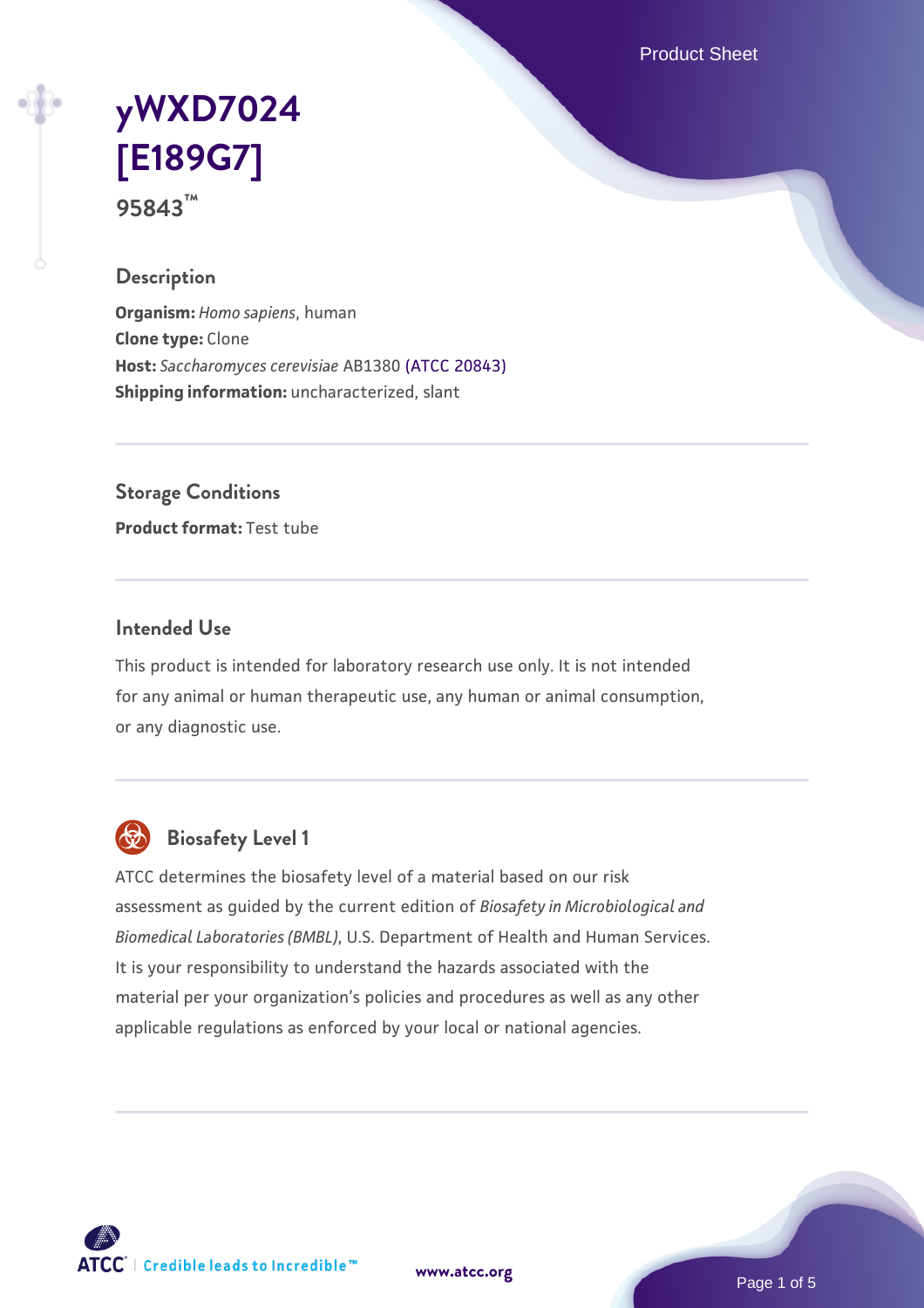# yWXD7024 [E189G7]

**95843™**

## Description

**Organism:** *Homo sapiens*, human
**Clone type:** Clone
**Host:** *Saccharomyces cerevisiae* AB1380 (ATCC 20843)
**Shipping information:** uncharacterized, slant

## Storage Conditions

**Product format:** Test tube

## Intended Use

This product is intended for laboratory research use only. It is not intended for any animal or human therapeutic use, any human or animal consumption, or any diagnostic use.

## Biosafety Level 1

ATCC determines the biosafety level of a material based on our risk assessment as guided by the current edition of *Biosafety in Microbiological and Biomedical Laboratories (BMBL)*, U.S. Department of Health and Human Services. It is your responsibility to understand the hazards associated with the material per your organization's policies and procedures as well as any other applicable regulations as enforced by your local or national agencies.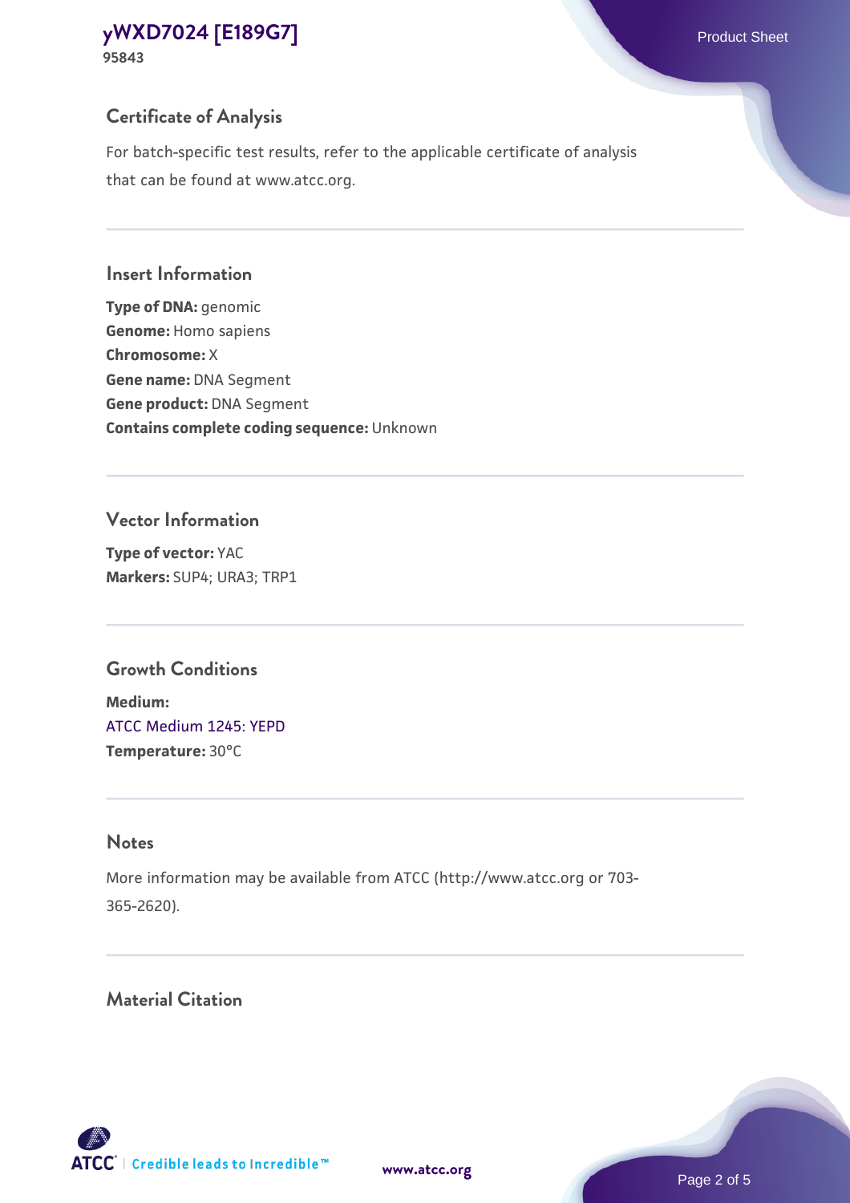## Certificate of Analysis

For batch-specific test results, refer to the applicable certificate of analysis that can be found at www.atcc.org.

## Insert Information

**Type of DNA:** genomic
**Genome:** Homo sapiens
**Chromosome:** X
**Gene name:** DNA Segment
**Gene product:** DNA Segment
**Contains complete coding sequence:** Unknown

## Vector Information

**Type of vector:** YAC
**Markers:** SUP4; URA3; TRP1

## Growth Conditions

**Medium:**
ATCC Medium 1245: YEPD
**Temperature:** 30°C

## Notes

More information may be available from ATCC (http://www.atcc.org or 703-365-2620).

## Material Citation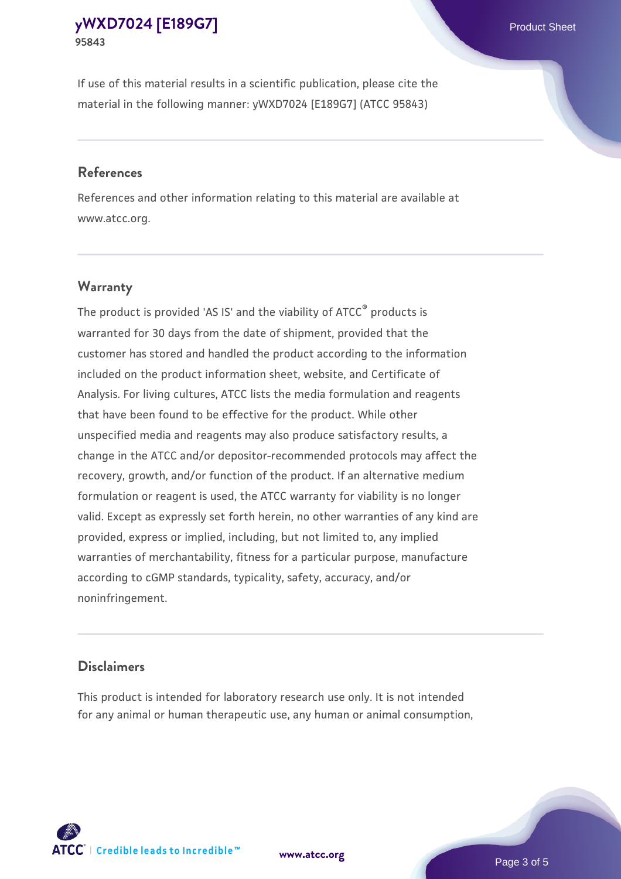If use of this material results in a scientific publication, please cite the material in the following manner: yWXD7024 [E189G7] (ATCC 95843)

## References

References and other information relating to this material are available at www.atcc.org.

## Warranty

The product is provided 'AS IS' and the viability of ATCC® products is warranted for 30 days from the date of shipment, provided that the customer has stored and handled the product according to the information included on the product information sheet, website, and Certificate of Analysis. For living cultures, ATCC lists the media formulation and reagents that have been found to be effective for the product. While other unspecified media and reagents may also produce satisfactory results, a change in the ATCC and/or depositor-recommended protocols may affect the recovery, growth, and/or function of the product. If an alternative medium formulation or reagent is used, the ATCC warranty for viability is no longer valid. Except as expressly set forth herein, no other warranties of any kind are provided, express or implied, including, but not limited to, any implied warranties of merchantability, fitness for a particular purpose, manufacture according to cGMP standards, typicality, safety, accuracy, and/or noninfringement.

## Disclaimers

This product is intended for laboratory research use only. It is not intended for any animal or human therapeutic use, any human or animal consumption,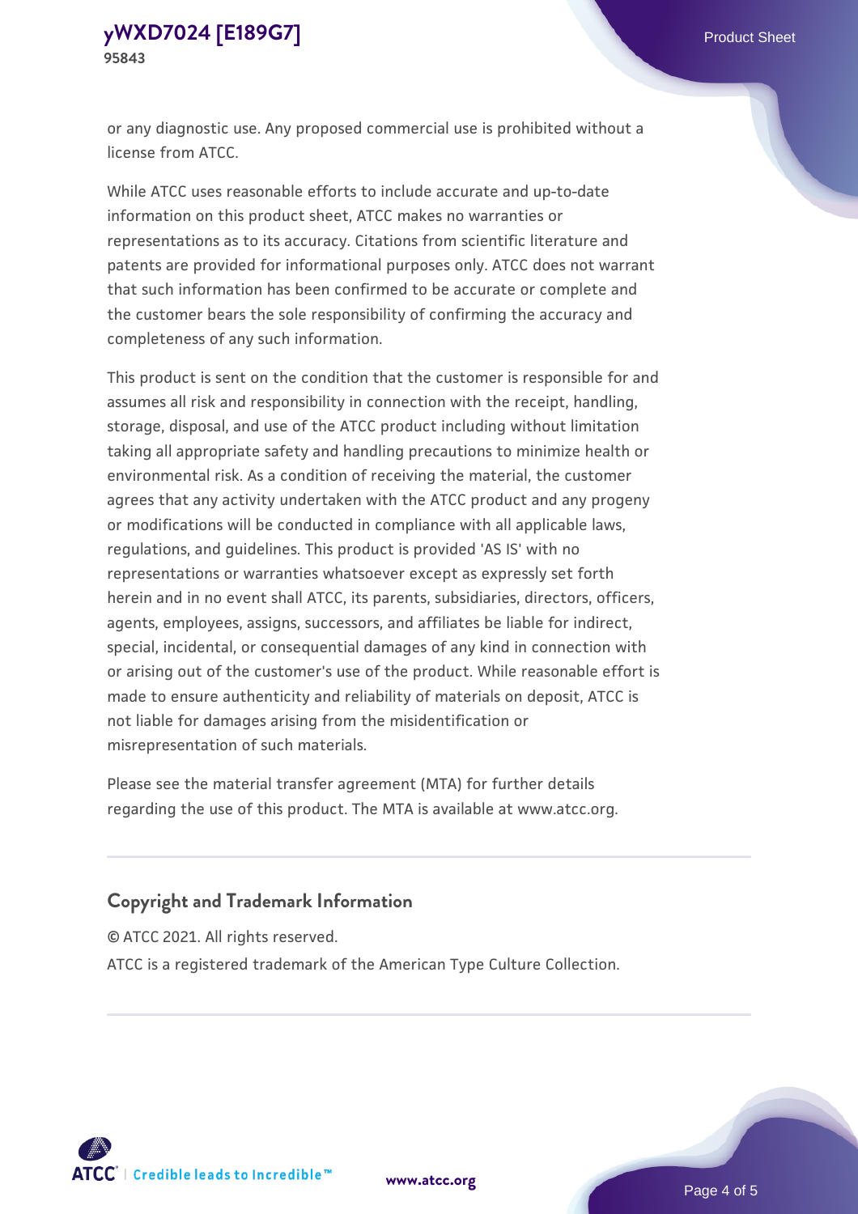or any diagnostic use. Any proposed commercial use is prohibited without a license from ATCC.

While ATCC uses reasonable efforts to include accurate and up-to-date information on this product sheet, ATCC makes no warranties or representations as to its accuracy. Citations from scientific literature and patents are provided for informational purposes only. ATCC does not warrant that such information has been confirmed to be accurate or complete and the customer bears the sole responsibility of confirming the accuracy and completeness of any such information.

This product is sent on the condition that the customer is responsible for and assumes all risk and responsibility in connection with the receipt, handling, storage, disposal, and use of the ATCC product including without limitation taking all appropriate safety and handling precautions to minimize health or environmental risk. As a condition of receiving the material, the customer agrees that any activity undertaken with the ATCC product and any progeny or modifications will be conducted in compliance with all applicable laws, regulations, and guidelines. This product is provided 'AS IS' with no representations or warranties whatsoever except as expressly set forth herein and in no event shall ATCC, its parents, subsidiaries, directors, officers, agents, employees, assigns, successors, and affiliates be liable for indirect, special, incidental, or consequential damages of any kind in connection with or arising out of the customer's use of the product. While reasonable effort is made to ensure authenticity and reliability of materials on deposit, ATCC is not liable for damages arising from the misidentification or misrepresentation of such materials.

Please see the material transfer agreement (MTA) for further details regarding the use of this product. The MTA is available at www.atcc.org.

## Copyright and Trademark Information

© ATCC 2021. All rights reserved.

ATCC is a registered trademark of the American Type Culture Collection.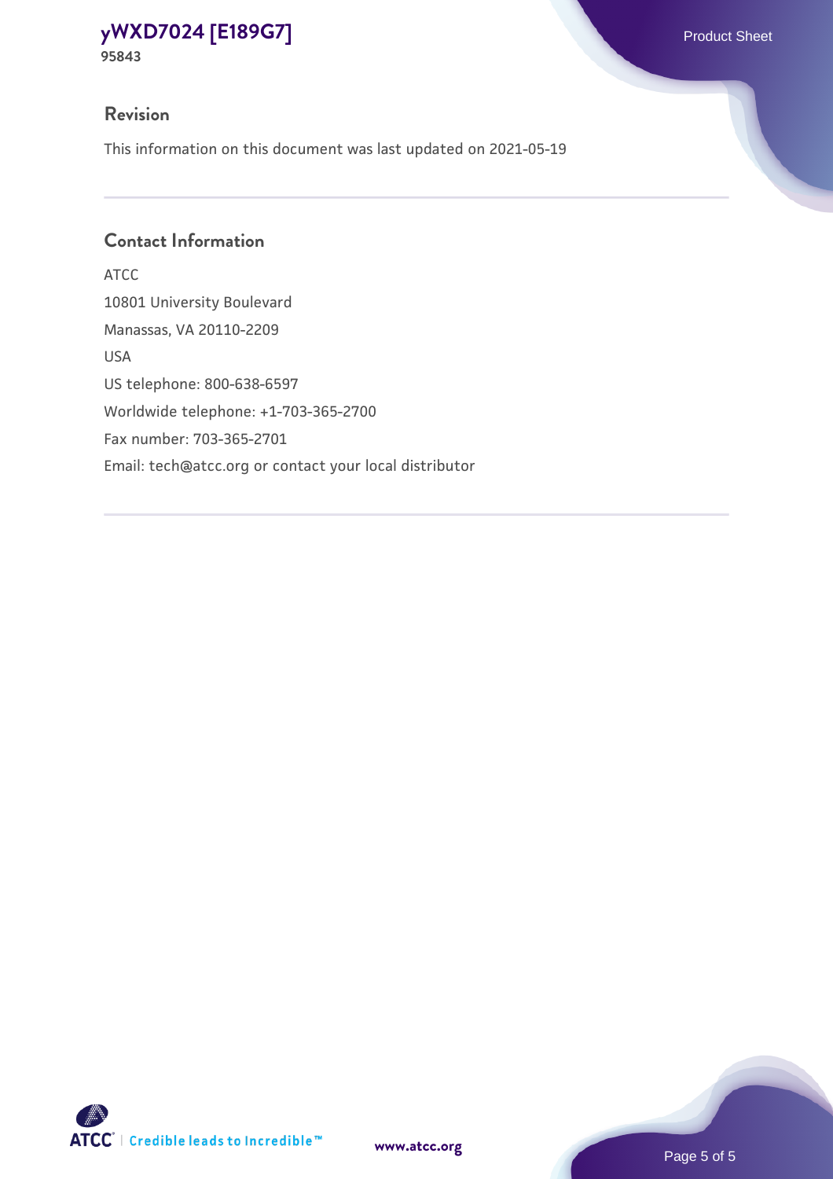## Revision

This information on this document was last updated on 2021-05-19

## Contact Information

ATCC
10801 University Boulevard
Manassas, VA 20110-2209
USA
US telephone: 800-638-6597
Worldwide telephone: +1-703-365-2700
Fax number: 703-365-2701
Email: tech@atcc.org or contact your local distributor